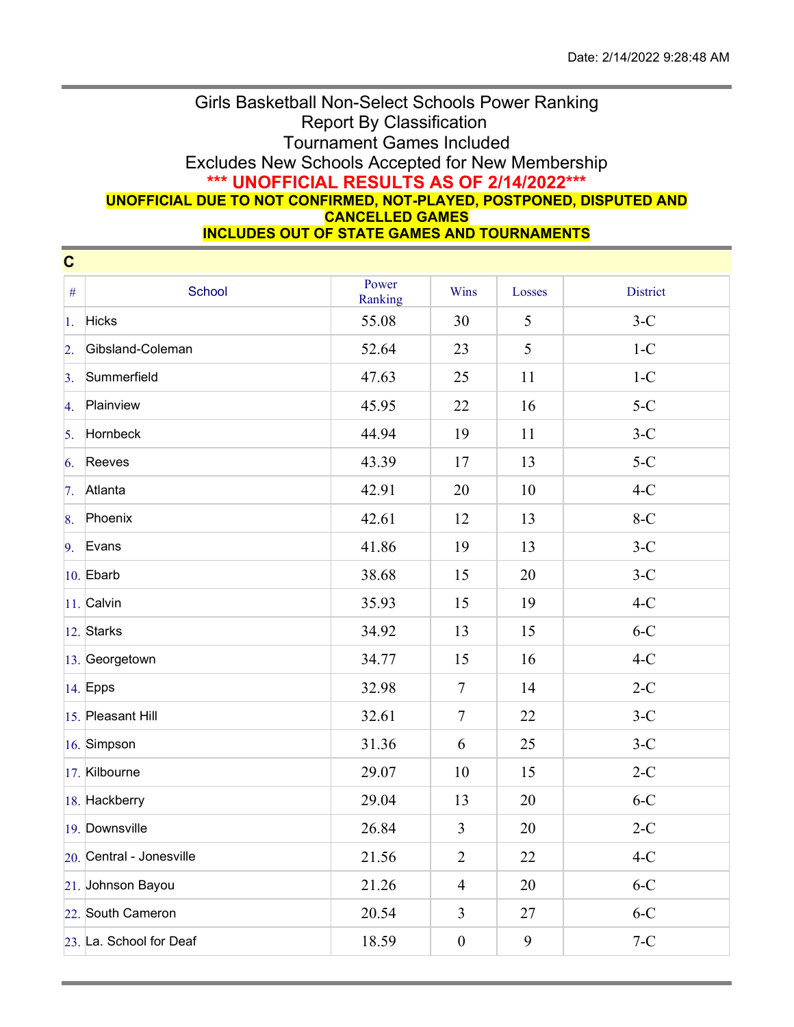Date: 2/14/2022 9:28:48 AM

# Girls Basketball Non-Select Schools Power Ranking
## Report By Classification
## Tournament Games Included
## Excludes New Schools Accepted for New Membership

**\*\*\* UNOFFICIAL RESULTS AS OF 2/14/2022\*\*\***

**UNOFFICIAL DUE TO NOT CONFIRMED, NOT-PLAYED, POSTPONED, DISPUTED AND CANCELLED GAMES**

**INCLUDES OUT OF STATE GAMES AND TOURNAMENTS**

### C

| # | School | Power Ranking | Wins | Losses | District |
|---|---|---|---|---|---|
| 1. | Hicks | 55.08 | 30 | 5 | 3-C |
| 2. | Gibsland-Coleman | 52.64 | 23 | 5 | 1-C |
| 3. | Summerfield | 47.63 | 25 | 11 | 1-C |
| 4. | Plainview | 45.95 | 22 | 16 | 5-C |
| 5. | Hornbeck | 44.94 | 19 | 11 | 3-C |
| 6. | Reeves | 43.39 | 17 | 13 | 5-C |
| 7. | Atlanta | 42.91 | 20 | 10 | 4-C |
| 8. | Phoenix | 42.61 | 12 | 13 | 8-C |
| 9. | Evans | 41.86 | 19 | 13 | 3-C |
| 10. | Ebarb | 38.68 | 15 | 20 | 3-C |
| 11. | Calvin | 35.93 | 15 | 19 | 4-C |
| 12. | Starks | 34.92 | 13 | 15 | 6-C |
| 13. | Georgetown | 34.77 | 15 | 16 | 4-C |
| 14. | Epps | 32.98 | 7 | 14 | 2-C |
| 15. | Pleasant Hill | 32.61 | 7 | 22 | 3-C |
| 16. | Simpson | 31.36 | 6 | 25 | 3-C |
| 17. | Kilbourne | 29.07 | 10 | 15 | 2-C |
| 18. | Hackberry | 29.04 | 13 | 20 | 6-C |
| 19. | Downsville | 26.84 | 3 | 20 | 2-C |
| 20. | Central - Jonesville | 21.56 | 2 | 22 | 4-C |
| 21. | Johnson Bayou | 21.26 | 4 | 20 | 6-C |
| 22. | South Cameron | 20.54 | 3 | 27 | 6-C |
| 23. | La. School for Deaf | 18.59 | 0 | 9 | 7-C |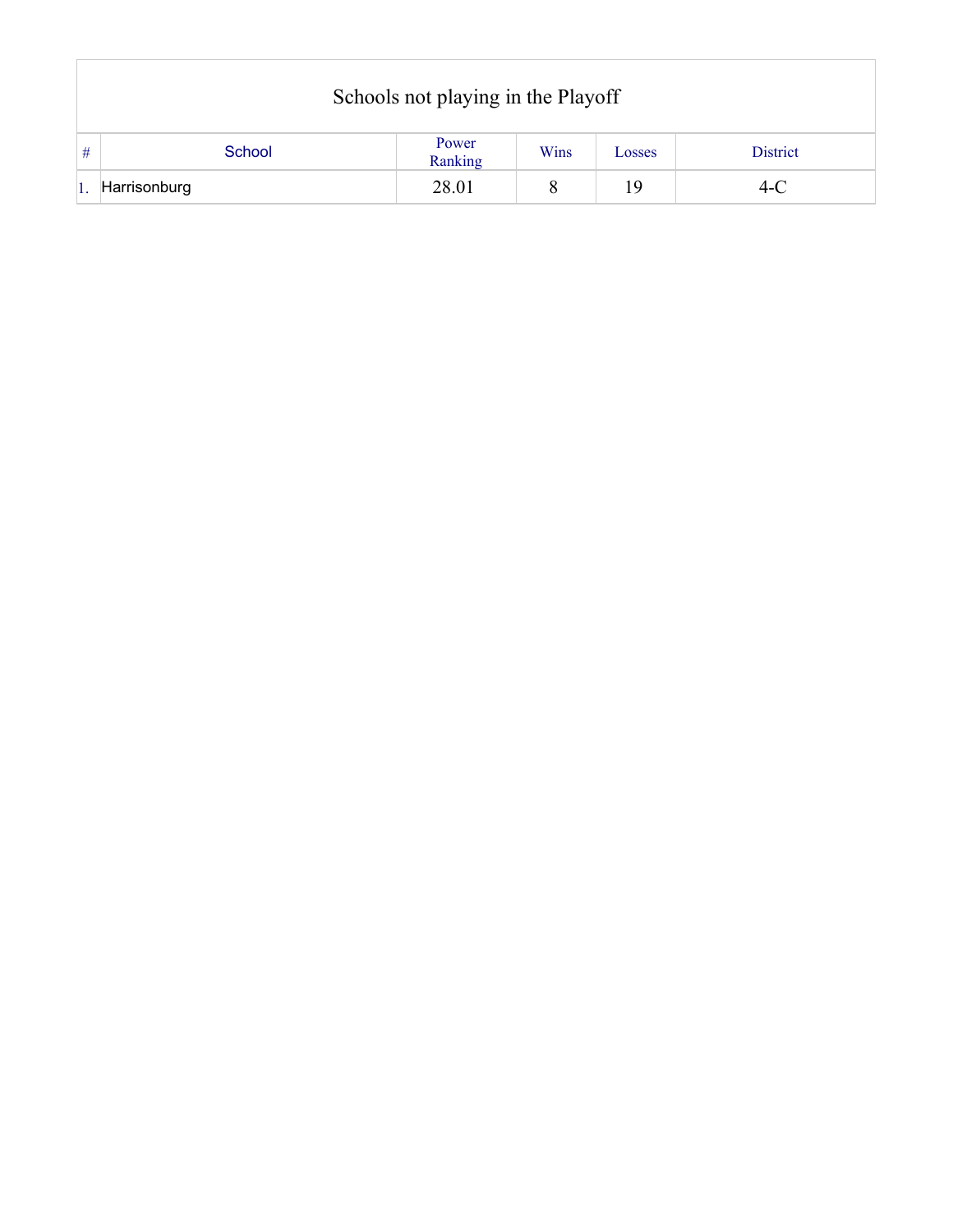| Schools not playing in the Playoff | | | | | |
|---|---|---|---|---|---|
| # | School | Power Ranking | Wins | Losses | District |
| 1. | Harrisonburg | 28.01 | 8 | 19 | 4-C |